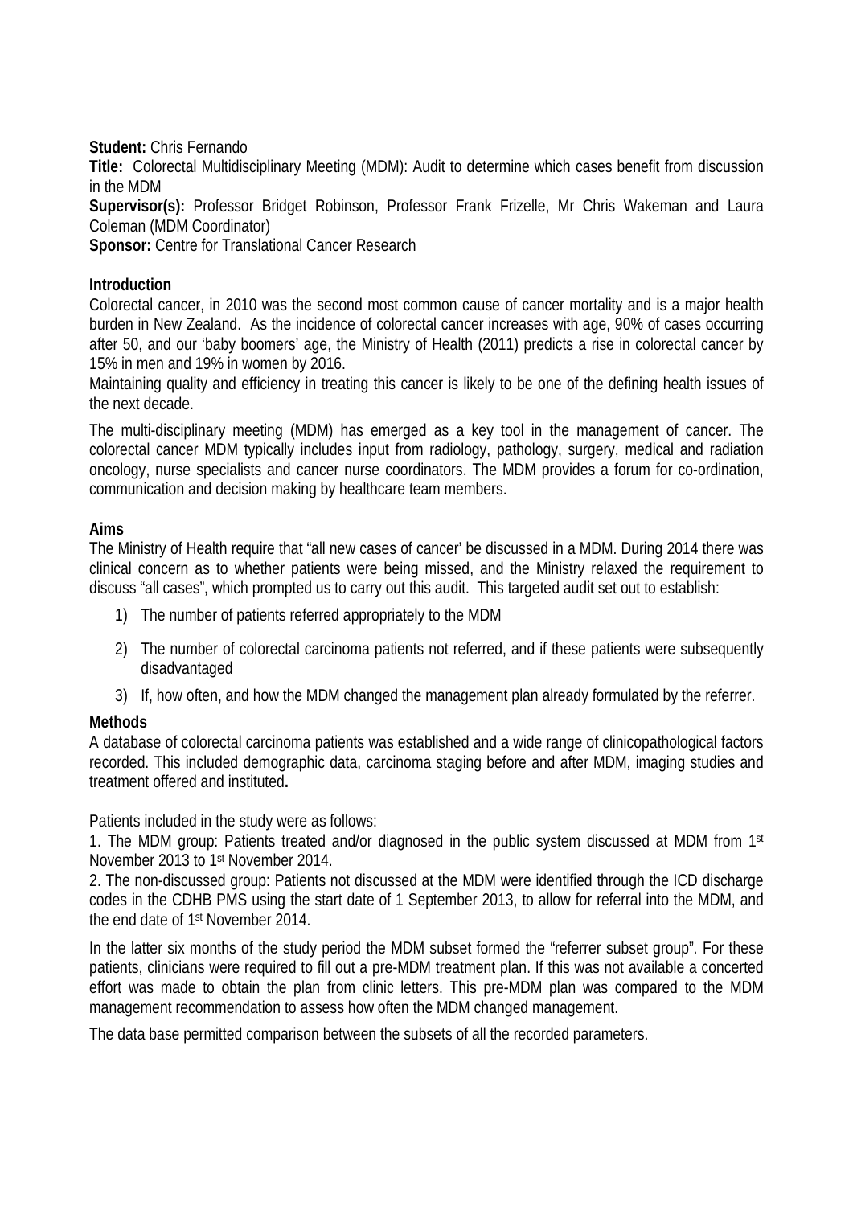**Student:** Chris Fernando

**Title:** Colorectal Multidisciplinary Meeting (MDM): Audit to determine which cases benefit from discussion in the MDM

**Supervisor(s):** Professor Bridget Robinson, Professor Frank Frizelle, Mr Chris Wakeman and Laura Coleman (MDM Coordinator)

**Sponsor:** Centre for Translational Cancer Research

## Introduction

Colorectal cancer, in 2010 was the second most common cause of cancer mortality and is a major health burden in New Zealand. As the incidence of colorectal cancer increases with age, 90% of cases occurring after 50, and our 'baby boomers' age, the Ministry of Health (2011) predicts a rise in colorectal cancer by 15% in men and 19% in women by 2016.

Maintaining quality and efficiency in treating this cancer is likely to be one of the defining health issues of the next decade.

The multi-disciplinary meeting (MDM) has emerged as a key tool in the management of cancer. The colorectal cancer MDM typically includes input from radiology, pathology, surgery, medical and radiation oncology, nurse specialists and cancer nurse coordinators. The MDM provides a forum for co-ordination, communication and decision making by healthcare team members.

## Aims

The Ministry of Health require that "all new cases of cancer' be discussed in a MDM. During 2014 there was clinical concern as to whether patients were being missed, and the Ministry relaxed the requirement to discuss "all cases", which prompted us to carry out this audit. This targeted audit set out to establish:

1) The number of patients referred appropriately to the MDM
2) The number of colorectal carcinoma patients not referred, and if these patients were subsequently disadvantaged
3) If, how often, and how the MDM changed the management plan already formulated by the referrer.

## Methods

A database of colorectal carcinoma patients was established and a wide range of clinicopathological factors recorded. This included demographic data, carcinoma staging before and after MDM, imaging studies and treatment offered and instituted**.**

Patients included in the study were as follows:

1. The MDM group: Patients treated and/or diagnosed in the public system discussed at MDM from 1st November 2013 to 1st November 2014.

2. The non-discussed group: Patients not discussed at the MDM were identified through the ICD discharge codes in the CDHB PMS using the start date of 1 September 2013, to allow for referral into the MDM, and the end date of 1st November 2014.

In the latter six months of the study period the MDM subset formed the "referrer subset group". For these patients, clinicians were required to fill out a pre-MDM treatment plan. If this was not available a concerted effort was made to obtain the plan from clinic letters. This pre-MDM plan was compared to the MDM management recommendation to assess how often the MDM changed management.

The data base permitted comparison between the subsets of all the recorded parameters.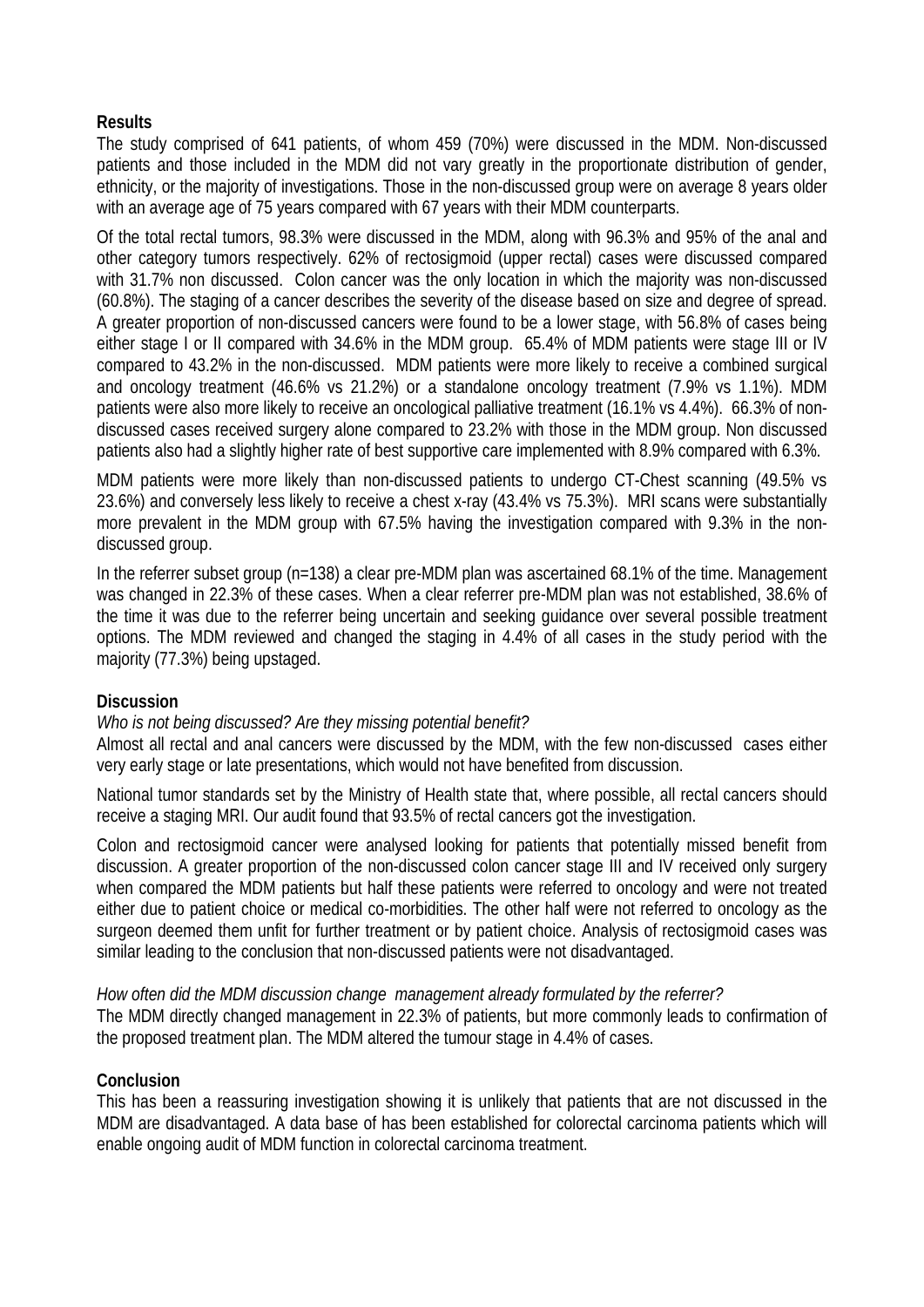## Results

The study comprised of 641 patients, of whom 459 (70%) were discussed in the MDM. Non-discussed patients and those included in the MDM did not vary greatly in the proportionate distribution of gender, ethnicity, or the majority of investigations. Those in the non-discussed group were on average 8 years older with an average age of 75 years compared with 67 years with their MDM counterparts.

Of the total rectal tumors, 98.3% were discussed in the MDM, along with 96.3% and 95% of the anal and other category tumors respectively. 62% of rectosigmoid (upper rectal) cases were discussed compared with 31.7% non discussed. Colon cancer was the only location in which the majority was non-discussed (60.8%). The staging of a cancer describes the severity of the disease based on size and degree of spread. A greater proportion of non-discussed cancers were found to be a lower stage, with 56.8% of cases being either stage I or II compared with 34.6% in the MDM group. 65.4% of MDM patients were stage III or IV compared to 43.2% in the non-discussed. MDM patients were more likely to receive a combined surgical and oncology treatment (46.6% vs 21.2%) or a standalone oncology treatment (7.9% vs 1.1%). MDM patients were also more likely to receive an oncological palliative treatment (16.1% vs 4.4%). 66.3% of non-discussed cases received surgery alone compared to 23.2% with those in the MDM group. Non discussed patients also had a slightly higher rate of best supportive care implemented with 8.9% compared with 6.3%.

MDM patients were more likely than non-discussed patients to undergo CT-Chest scanning (49.5% vs 23.6%) and conversely less likely to receive a chest x-ray (43.4% vs 75.3%). MRI scans were substantially more prevalent in the MDM group with 67.5% having the investigation compared with 9.3% in the non-discussed group.

In the referrer subset group (n=138) a clear pre-MDM plan was ascertained 68.1% of the time. Management was changed in 22.3% of these cases. When a clear referrer pre-MDM plan was not established, 38.6% of the time it was due to the referrer being uncertain and seeking guidance over several possible treatment options. The MDM reviewed and changed the staging in 4.4% of all cases in the study period with the majority (77.3%) being upstaged.

## Discussion

*Who is not being discussed? Are they missing potential benefit?*

Almost all rectal and anal cancers were discussed by the MDM, with the few non-discussed cases either very early stage or late presentations, which would not have benefited from discussion.

National tumor standards set by the Ministry of Health state that, where possible, all rectal cancers should receive a staging MRI. Our audit found that 93.5% of rectal cancers got the investigation.

Colon and rectosigmoid cancer were analysed looking for patients that potentially missed benefit from discussion. A greater proportion of the non-discussed colon cancer stage III and IV received only surgery when compared the MDM patients but half these patients were referred to oncology and were not treated either due to patient choice or medical co-morbidities. The other half were not referred to oncology as the surgeon deemed them unfit for further treatment or by patient choice. Analysis of rectosigmoid cases was similar leading to the conclusion that non-discussed patients were not disadvantaged.

*How often did the MDM discussion change management already formulated by the referrer?*

The MDM directly changed management in 22.3% of patients, but more commonly leads to confirmation of the proposed treatment plan. The MDM altered the tumour stage in 4.4% of cases.

## Conclusion

This has been a reassuring investigation showing it is unlikely that patients that are not discussed in the MDM are disadvantaged. A data base of has been established for colorectal carcinoma patients which will enable ongoing audit of MDM function in colorectal carcinoma treatment.